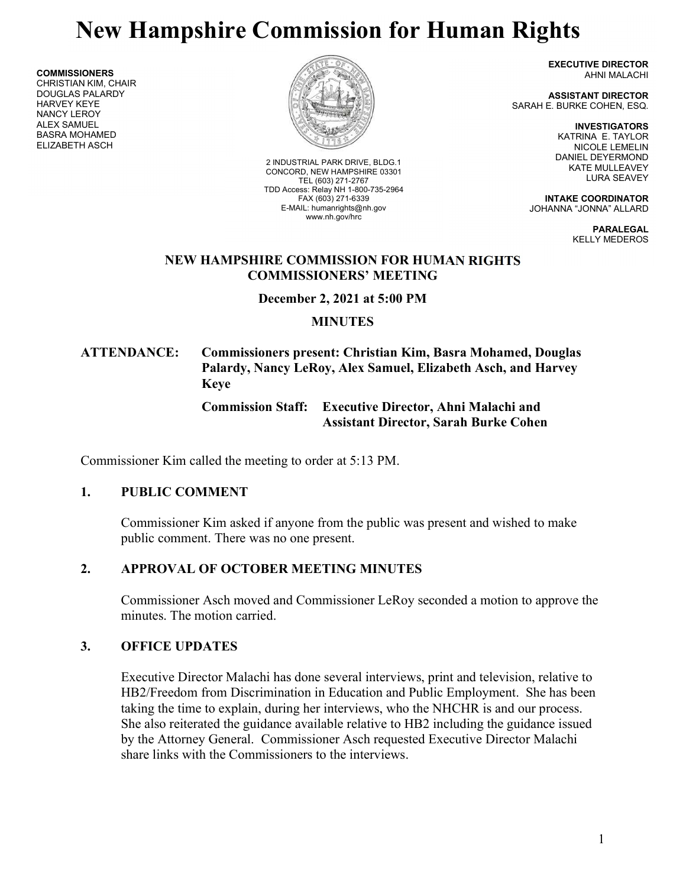# New Hampshire Commission for Human Rights

**COMMISSIONERS**
CHRISTIAN KIM, CHAIR
DOUGLAS PALARDY
HARVEY KEYE
NANCY LEROY
ALEX SAMUEL
BASRA MOHAMED
ELIZABETH ASCH

2 INDUSTRIAL PARK DRIVE, BLDG.1
CONCORD, NEW HAMPSHIRE 03301
TEL (603) 271-2767
TDD Access: Relay NH 1-800-735-2964
FAX (603) 271-6339
E-MAIL: humanrights@nh.gov
www.nh.gov/hrc

**EXECUTIVE DIRECTOR**
AHNI MALACHI

**ASSISTANT DIRECTOR**
SARAH E. BURKE COHEN, ESQ.

**INVESTIGATORS**
KATRINA E. TAYLOR
NICOLE LEMELIN
DANIEL DEYERMOND
KATE MULLEAVEY
LURA SEAVEY

**INTAKE COORDINATOR**
JOHANNA "JONNA" ALLARD

**PARALEGAL**
KELLY MEDEROS

**NEW HAMPSHIRE COMMISSION FOR HUMAN RIGHTS**
**COMMISSIONERS' MEETING**

**December 2, 2021 at 5:00 PM**

**MINUTES**

**ATTENDANCE:** **Commissioners present: Christian Kim, Basra Mohamed, Douglas Palardy, Nancy LeRoy, Alex Samuel, Elizabeth Asch, and Harvey Keye**

**Commission Staff: Executive Director, Ahni Malachi and Assistant Director, Sarah Burke Cohen**

Commissioner Kim called the meeting to order at 5:13 PM.

## 1. PUBLIC COMMENT

Commissioner Kim asked if anyone from the public was present and wished to make public comment. There was no one present.

## 2. APPROVAL OF OCTOBER MEETING MINUTES

Commissioner Asch moved and Commissioner LeRoy seconded a motion to approve the minutes. The motion carried.

## 3. OFFICE UPDATES

Executive Director Malachi has done several interviews, print and television, relative to HB2/Freedom from Discrimination in Education and Public Employment. She has been taking the time to explain, during her interviews, who the NHCHR is and our process. She also reiterated the guidance available relative to HB2 including the guidance issued by the Attorney General. Commissioner Asch requested Executive Director Malachi share links with the Commissioners to the interviews.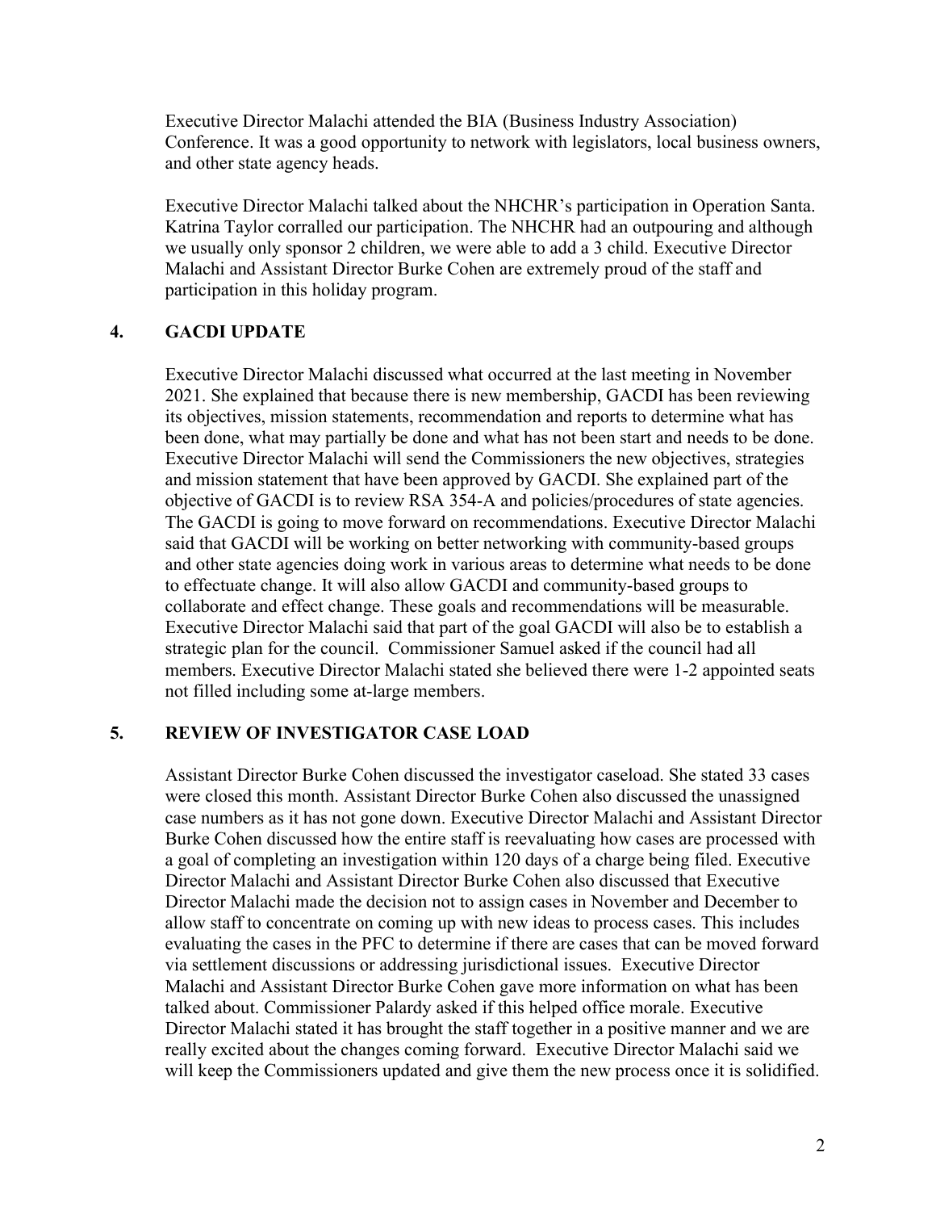Executive Director Malachi attended the BIA (Business Industry Association) Conference. It was a good opportunity to network with legislators, local business owners, and other state agency heads.

Executive Director Malachi talked about the NHCHR's participation in Operation Santa. Katrina Taylor corralled our participation. The NHCHR had an outpouring and although we usually only sponsor 2 children, we were able to add a 3 child. Executive Director Malachi and Assistant Director Burke Cohen are extremely proud of the staff and participation in this holiday program.

## 4. GACDI UPDATE

Executive Director Malachi discussed what occurred at the last meeting in November 2021. She explained that because there is new membership, GACDI has been reviewing its objectives, mission statements, recommendation and reports to determine what has been done, what may partially be done and what has not been start and needs to be done. Executive Director Malachi will send the Commissioners the new objectives, strategies and mission statement that have been approved by GACDI. She explained part of the objective of GACDI is to review RSA 354-A and policies/procedures of state agencies. The GACDI is going to move forward on recommendations. Executive Director Malachi said that GACDI will be working on better networking with community-based groups and other state agencies doing work in various areas to determine what needs to be done to effectuate change. It will also allow GACDI and community-based groups to collaborate and effect change. These goals and recommendations will be measurable. Executive Director Malachi said that part of the goal GACDI will also be to establish a strategic plan for the council. Commissioner Samuel asked if the council had all members. Executive Director Malachi stated she believed there were 1-2 appointed seats not filled including some at-large members.

## 5. REVIEW OF INVESTIGATOR CASE LOAD

Assistant Director Burke Cohen discussed the investigator caseload. She stated 33 cases were closed this month. Assistant Director Burke Cohen also discussed the unassigned case numbers as it has not gone down. Executive Director Malachi and Assistant Director Burke Cohen discussed how the entire staff is reevaluating how cases are processed with a goal of completing an investigation within 120 days of a charge being filed. Executive Director Malachi and Assistant Director Burke Cohen also discussed that Executive Director Malachi made the decision not to assign cases in November and December to allow staff to concentrate on coming up with new ideas to process cases. This includes evaluating the cases in the PFC to determine if there are cases that can be moved forward via settlement discussions or addressing jurisdictional issues. Executive Director Malachi and Assistant Director Burke Cohen gave more information on what has been talked about. Commissioner Palardy asked if this helped office morale. Executive Director Malachi stated it has brought the staff together in a positive manner and we are really excited about the changes coming forward. Executive Director Malachi said we will keep the Commissioners updated and give them the new process once it is solidified.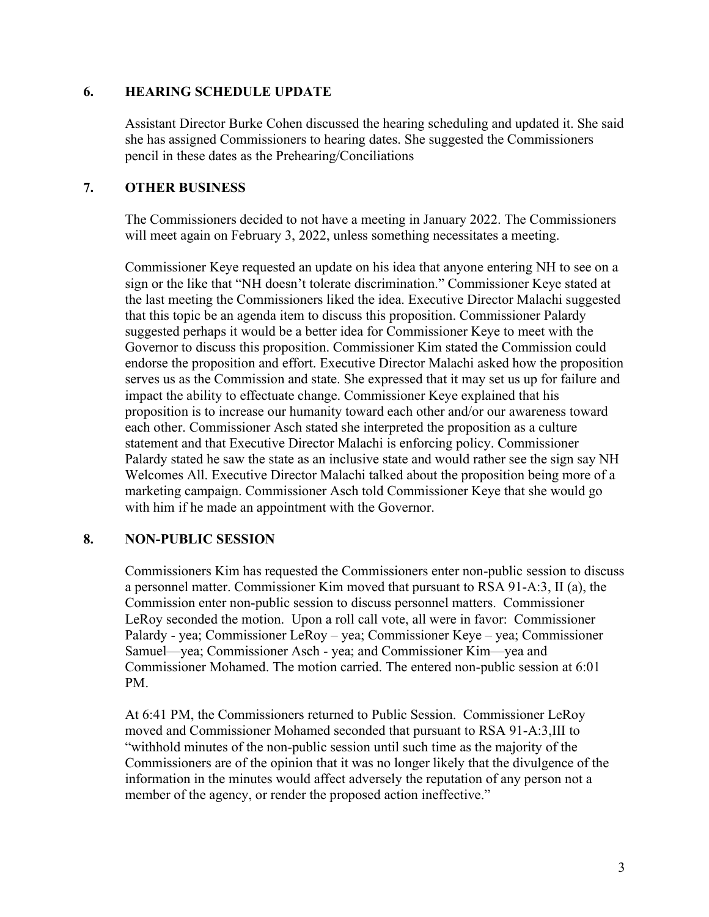## 6. HEARING SCHEDULE UPDATE

Assistant Director Burke Cohen discussed the hearing scheduling and updated it. She said she has assigned Commissioners to hearing dates. She suggested the Commissioners pencil in these dates as the Prehearing/Conciliations

## 7. OTHER BUSINESS

The Commissioners decided to not have a meeting in January 2022. The Commissioners will meet again on February 3, 2022, unless something necessitates a meeting.

Commissioner Keye requested an update on his idea that anyone entering NH to see on a sign or the like that "NH doesn't tolerate discrimination." Commissioner Keye stated at the last meeting the Commissioners liked the idea. Executive Director Malachi suggested that this topic be an agenda item to discuss this proposition. Commissioner Palardy suggested perhaps it would be a better idea for Commissioner Keye to meet with the Governor to discuss this proposition. Commissioner Kim stated the Commission could endorse the proposition and effort. Executive Director Malachi asked how the proposition serves us as the Commission and state. She expressed that it may set us up for failure and impact the ability to effectuate change. Commissioner Keye explained that his proposition is to increase our humanity toward each other and/or our awareness toward each other. Commissioner Asch stated she interpreted the proposition as a culture statement and that Executive Director Malachi is enforcing policy. Commissioner Palardy stated he saw the state as an inclusive state and would rather see the sign say NH Welcomes All. Executive Director Malachi talked about the proposition being more of a marketing campaign. Commissioner Asch told Commissioner Keye that she would go with him if he made an appointment with the Governor.

## 8. NON-PUBLIC SESSION

Commissioners Kim has requested the Commissioners enter non-public session to discuss a personnel matter. Commissioner Kim moved that pursuant to RSA 91-A:3, II (a), the Commission enter non-public session to discuss personnel matters. Commissioner LeRoy seconded the motion. Upon a roll call vote, all were in favor: Commissioner Palardy - yea; Commissioner LeRoy – yea; Commissioner Keye – yea; Commissioner Samuel—yea; Commissioner Asch - yea; and Commissioner Kim—yea and Commissioner Mohamed. The motion carried. The entered non-public session at 6:01 PM.

At 6:41 PM, the Commissioners returned to Public Session. Commissioner LeRoy moved and Commissioner Mohamed seconded that pursuant to RSA 91-A:3,III to "withhold minutes of the non-public session until such time as the majority of the Commissioners are of the opinion that it was no longer likely that the divulgence of the information in the minutes would affect adversely the reputation of any person not a member of the agency, or render the proposed action ineffective."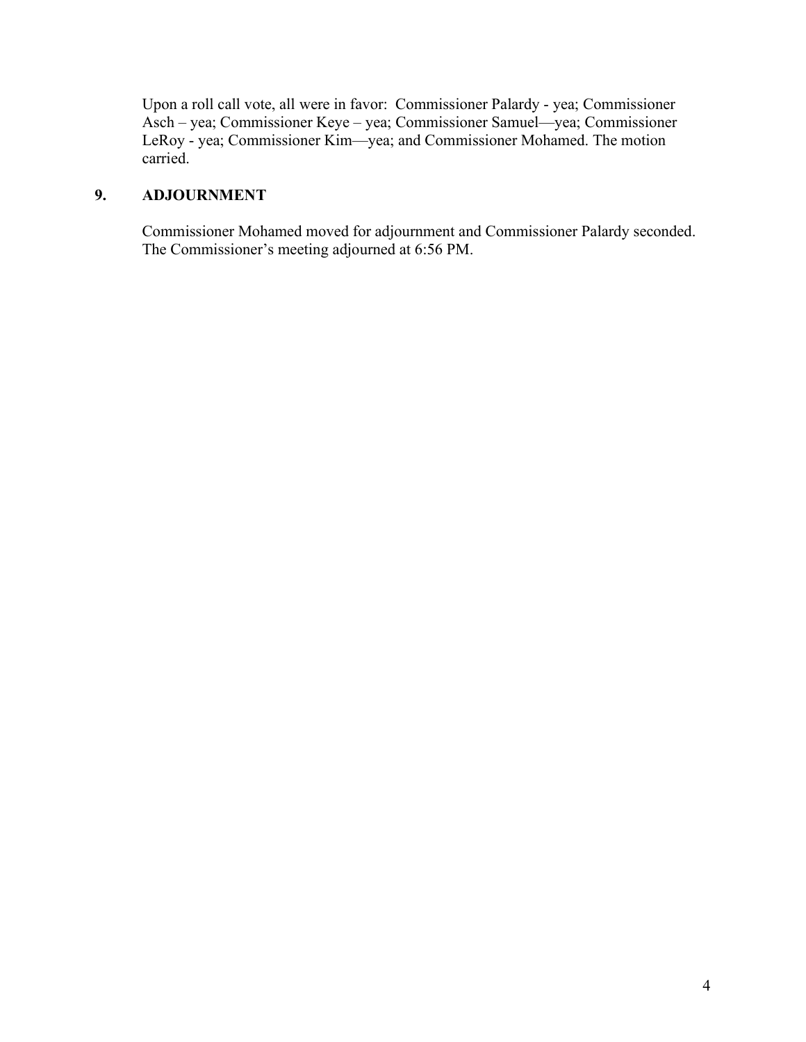Upon a roll call vote, all were in favor: Commissioner Palardy - yea; Commissioner Asch – yea; Commissioner Keye – yea; Commissioner Samuel—yea; Commissioner LeRoy - yea; Commissioner Kim—yea; and Commissioner Mohamed. The motion carried.

## 9. ADJOURNMENT

Commissioner Mohamed moved for adjournment and Commissioner Palardy seconded. The Commissioner's meeting adjourned at 6:56 PM.